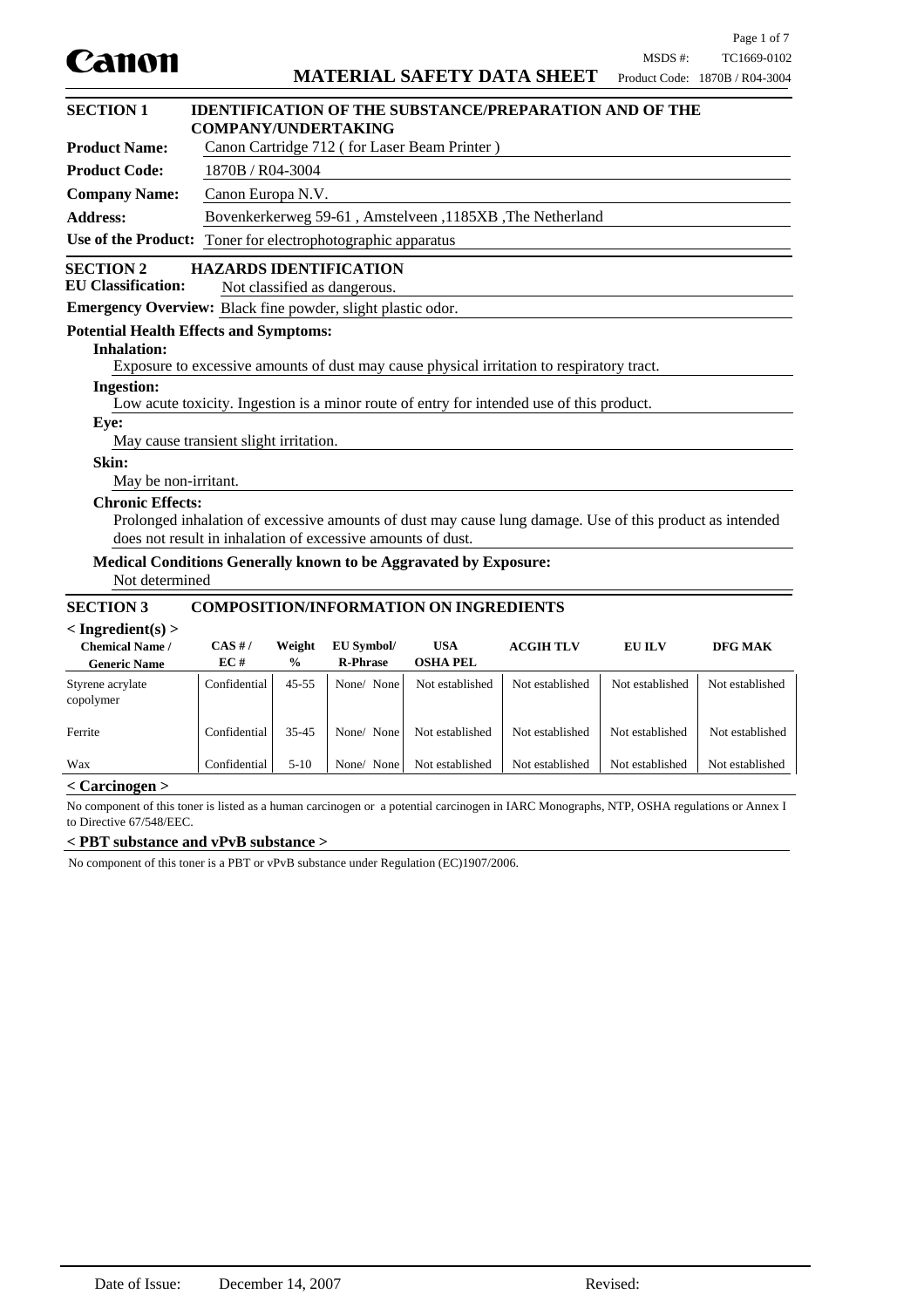Canon

# MATERIAL SAFETY DATA SHEET

MSDS #: TC1669-0102
Product Code: 1870B / R04-3004

## SECTION 1 IDENTIFICATION OF THE SUBSTANCE/PREPARATION AND OF THE COMPANY/UNDERTAKING

**Product Name:** Canon Cartridge 712 ( for Laser Beam Printer )

**Product Code:** 1870B / R04-3004

**Company Name:** Canon Europa N.V.

**Address:** Bovenkerkerweg 59-61 , Amstelveen ,1185XB ,The Netherland

**Use of the Product:** Toner for electrophotographic apparatus

## SECTION 2 HAZARDS IDENTIFICATION

**EU Classification:** Not classified as dangerous.

**Emergency Overview:** Black fine powder, slight plastic odor.

**Potential Health Effects and Symptoms:**

**Inhalation:**
Exposure to excessive amounts of dust may cause physical irritation to respiratory tract.

**Ingestion:**
Low acute toxicity. Ingestion is a minor route of entry for intended use of this product.

**Eye:**
May cause transient slight irritation.

**Skin:**
May be non-irritant.

**Chronic Effects:**
Prolonged inhalation of excessive amounts of dust may cause lung damage. Use of this product as intended does not result in inhalation of excessive amounts of dust.

**Medical Conditions Generally known to be Aggravated by Exposure:**
Not determined

## SECTION 3 COMPOSITION/INFORMATION ON INGREDIENTS

**< Ingredient(s) >**

| Chemical Name / Generic Name | CAS # / EC # | Weight % | EU Symbol/ R-Phrase | USA OSHA PEL | ACGIH TLV | EU ILV | DFG MAK |
|---|---|---|---|---|---|---|---|
| Styrene acrylate copolymer | Confidential | 45-55 | None/ None | Not established | Not established | Not established | Not established |
| Ferrite | Confidential | 35-45 | None/ None | Not established | Not established | Not established | Not established |
| Wax | Confidential | 5-10 | None/ None | Not established | Not established | Not established | Not established |

**< Carcinogen >**

No component of this toner is listed as a human carcinogen or a potential carcinogen in IARC Monographs, NTP, OSHA regulations or Annex I to Directive 67/548/EEC.

**< PBT substance and vPvB substance >**

No component of this toner is a PBT or vPvB substance under Regulation (EC)1907/2006.

Date of Issue: December 14, 2007 Revised: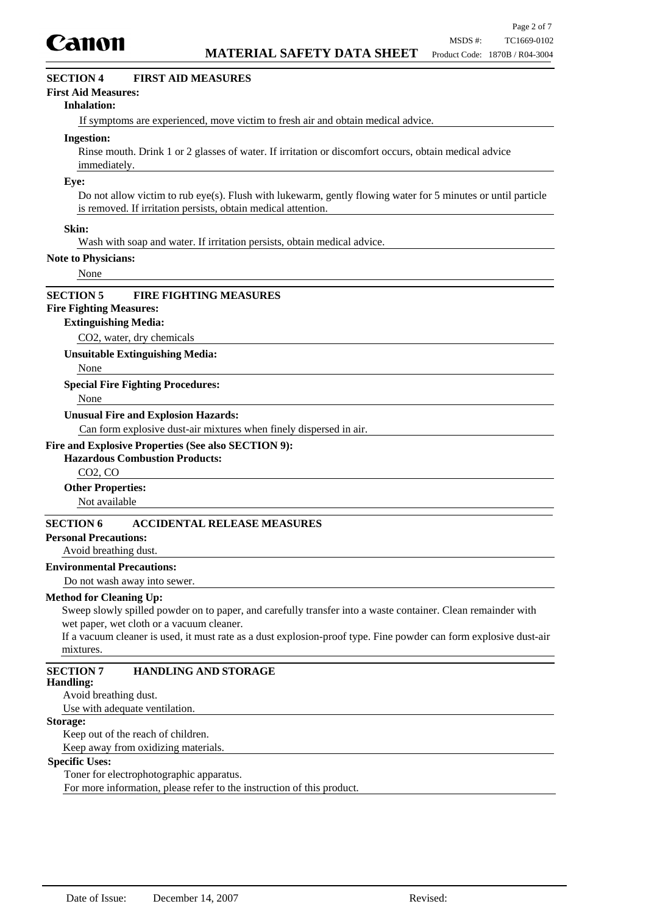## SECTION 4 FIRST AID MEASURES

**First Aid Measures:**

**Inhalation:**

If symptoms are experienced, move victim to fresh air and obtain medical advice.

**Ingestion:**

Rinse mouth. Drink 1 or 2 glasses of water. If irritation or discomfort occurs, obtain medical advice immediately.

**Eye:**

Do not allow victim to rub eye(s). Flush with lukewarm, gently flowing water for 5 minutes or until particle is removed. If irritation persists, obtain medical attention.

**Skin:**

Wash with soap and water. If irritation persists, obtain medical advice.

**Note to Physicians:**

None

## SECTION 5 FIRE FIGHTING MEASURES

**Fire Fighting Measures:**

**Extinguishing Media:**

$CO_2$, water, dry chemicals

**Unsuitable Extinguishing Media:**

None

**Special Fire Fighting Procedures:**

None

**Unusual Fire and Explosion Hazards:**

Can form explosive dust-air mixtures when finely dispersed in air.

**Fire and Explosive Properties (See also SECTION 9):**

**Hazardous Combustion Products:**

$CO_2$, CO

**Other Properties:**

Not available

## SECTION 6 ACCIDENTAL RELEASE MEASURES

**Personal Precautions:**

Avoid breathing dust.

**Environmental Precautions:**

Do not wash away into sewer.

**Method for Cleaning Up:**

Sweep slowly spilled powder on to paper, and carefully transfer into a waste container. Clean remainder with wet paper, wet cloth or a vacuum cleaner.

If a vacuum cleaner is used, it must rate as a dust explosion-proof type. Fine powder can form explosive dust-air mixtures.

## SECTION 7 HANDLING AND STORAGE

**Handling:**

Avoid breathing dust.

Use with adequate ventilation.

**Storage:**

Keep out of the reach of children.

Keep away from oxidizing materials.

**Specific Uses:**

Toner for electrophotographic apparatus.

For more information, please refer to the instruction of this product.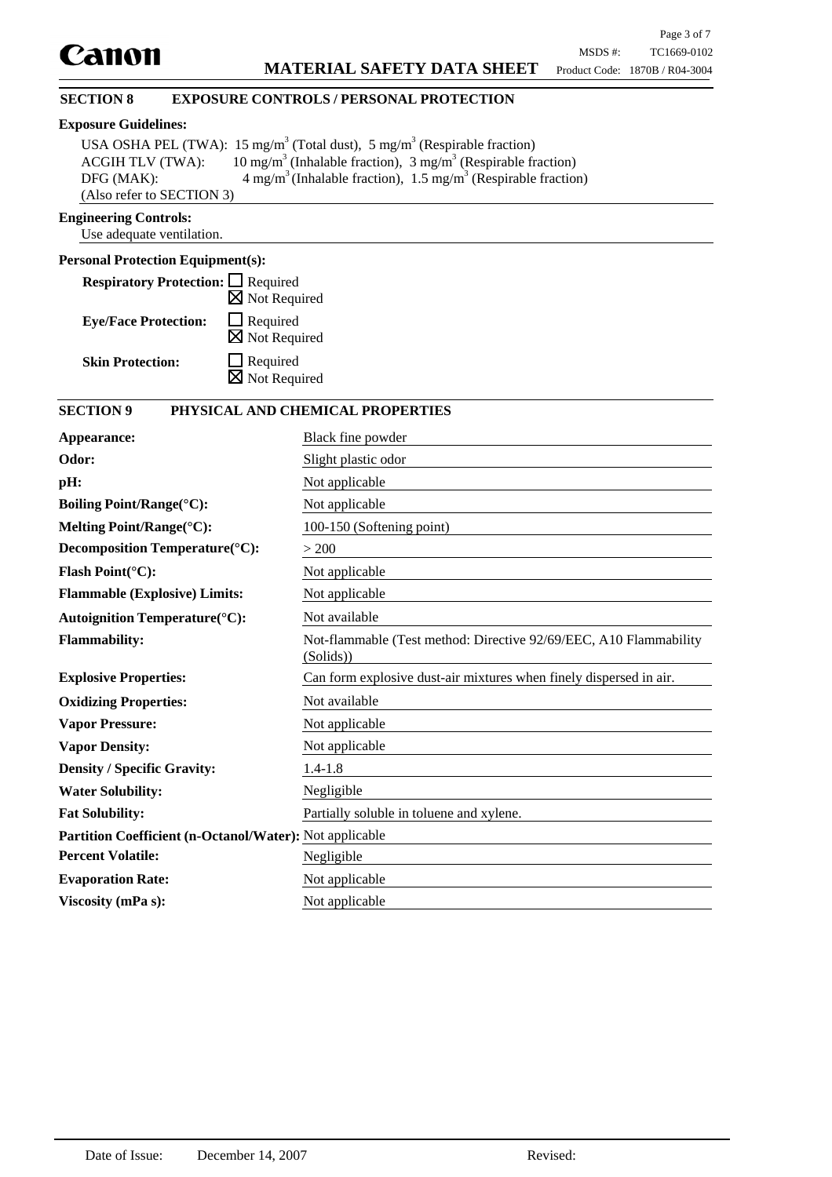## SECTION 8 EXPOSURE CONTROLS / PERSONAL PROTECTION

**Exposure Guidelines:**

USA OSHA PEL (TWA): 15 mg/m$^3$ (Total dust), 5 mg/m$^3$ (Respirable fraction)
ACGIH TLV (TWA): 10 mg/m$^3$ (Inhalable fraction), 3 mg/m$^3$ (Respirable fraction)
DFG (MAK): 4 mg/m$^3$ (Inhalable fraction), 1.5 mg/m$^3$ (Respirable fraction)
(Also refer to SECTION 3)

**Engineering Controls:**

Use adequate ventilation.

**Personal Protection Equipment(s):**

**Respiratory Protection:** ☐ Required ☒ Not Required

**Eye/Face Protection:** ☐ Required ☒ Not Required

**Skin Protection:** ☐ Required ☒ Not Required

## SECTION 9 PHYSICAL AND CHEMICAL PROPERTIES

| Property | Value |
|---|---|
| **Appearance:** | Black fine powder |
| **Odor:** | Slight plastic odor |
| **pH:** | Not applicable |
| **Boiling Point/Range(°C):** | Not applicable |
| **Melting Point/Range(°C):** | 100-150 (Softening point) |
| **Decomposition Temperature(°C):** | > 200 |
| **Flash Point(°C):** | Not applicable |
| **Flammable (Explosive) Limits:** | Not applicable |
| **Autoignition Temperature(°C):** | Not available |
| **Flammability:** | Not-flammable (Test method: Directive 92/69/EEC, A10 Flammability (Solids)) |
| **Explosive Properties:** | Can form explosive dust-air mixtures when finely dispersed in air. |
| **Oxidizing Properties:** | Not available |
| **Vapor Pressure:** | Not applicable |
| **Vapor Density:** | Not applicable |
| **Density / Specific Gravity:** | 1.4-1.8 |
| **Water Solubility:** | Negligible |
| **Fat Solubility:** | Partially soluble in toluene and xylene. |
| **Partition Coefficient (n-Octanol/Water):** | Not applicable |
| **Percent Volatile:** | Negligible |
| **Evaporation Rate:** | Not applicable |
| **Viscosity (mPa s):** | Not applicable |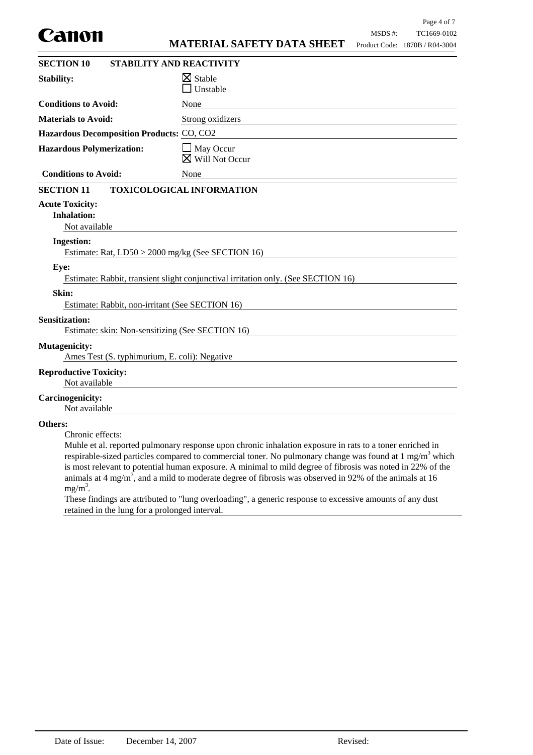## SECTION 10 STABILITY AND REACTIVITY

**Stability:** ☒ Stable ☐ Unstable

**Conditions to Avoid:** None

**Materials to Avoid:** Strong oxidizers

**Hazardous Decomposition Products:** CO, $CO_2$

**Hazardous Polymerization:** ☐ May Occur ☒ Will Not Occur

**Conditions to Avoid:** None

## SECTION 11 TOXICOLOGICAL INFORMATION

**Acute Toxicity:**

**Inhalation:**

Not available

**Ingestion:**

Estimate: Rat, LD50 > 2000 mg/kg (See SECTION 16)

**Eye:**

Estimate: Rabbit, transient slight conjunctival irritation only. (See SECTION 16)

**Skin:**

Estimate: Rabbit, non-irritant (See SECTION 16)

**Sensitization:**

Estimate: skin: Non-sensitizing (See SECTION 16)

**Mutagenicity:**

Ames Test (S. typhimurium, E. coli): Negative

**Reproductive Toxicity:**

Not available

**Carcinogenicity:**

Not available

**Others:**

Chronic effects:

Muhle et al. reported pulmonary response upon chronic inhalation exposure in rats to a toner enriched in respirable-sized particles compared to commercial toner. No pulmonary change was found at 1 $mg/m^3$ which is most relevant to potential human exposure. A minimal to mild degree of fibrosis was noted in 22% of the animals at 4 $mg/m^3$, and a mild to moderate degree of fibrosis was observed in 92% of the animals at 16 $mg/m^3$.

These findings are attributed to "lung overloading", a generic response to excessive amounts of any dust retained in the lung for a prolonged interval.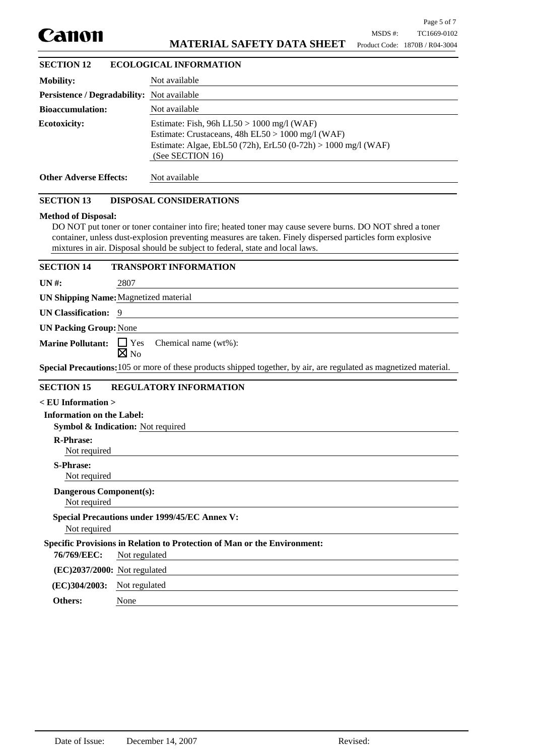## SECTION 12 ECOLOGICAL INFORMATION

**Mobility:** Not available

**Persistence / Degradability:** Not available

**Bioaccumulation:** Not available

**Ecotoxicity:**
Estimate: Fish, 96h LL50 > 1000 mg/l (WAF)
Estimate: Crustaceans, 48h EL50 > 1000 mg/l (WAF)
Estimate: Algae, EbL50 (72h), ErL50 (0-72h) > 1000 mg/l (WAF)
(See SECTION 16)

**Other Adverse Effects:** Not available

## SECTION 13 DISPOSAL CONSIDERATIONS

**Method of Disposal:**

DO NOT put toner or toner container into fire; heated toner may cause severe burns. DO NOT shred a toner container, unless dust-explosion preventing measures are taken. Finely dispersed particles form explosive mixtures in air. Disposal should be subject to federal, state and local laws.

## SECTION 14 TRANSPORT INFORMATION

**UN #:** 2807

**UN Shipping Name:** Magnetized material

**UN Classification:** 9

**UN Packing Group:** None

**Marine Pollutant:** ☐ Yes ☒ No Chemical name (wt%):

**Special Precautions:** 105 or more of these products shipped together, by air, are regulated as magnetized material.

## SECTION 15 REGULATORY INFORMATION

**< EU Information >**

**Information on the Label:**

**Symbol & Indication:** Not required

**R-Phrase:**
Not required

**S-Phrase:**
Not required

**Dangerous Component(s):**
Not required

**Special Precautions under 1999/45/EC Annex V:**
Not required

**Specific Provisions in Relation to Protection of Man or the Environment:**

**76/769/EEC:** Not regulated

**(EC)2037/2000:** Not regulated

**(EC)304/2003:** Not regulated

**Others:** None

Date of Issue: December 14, 2007 Revised: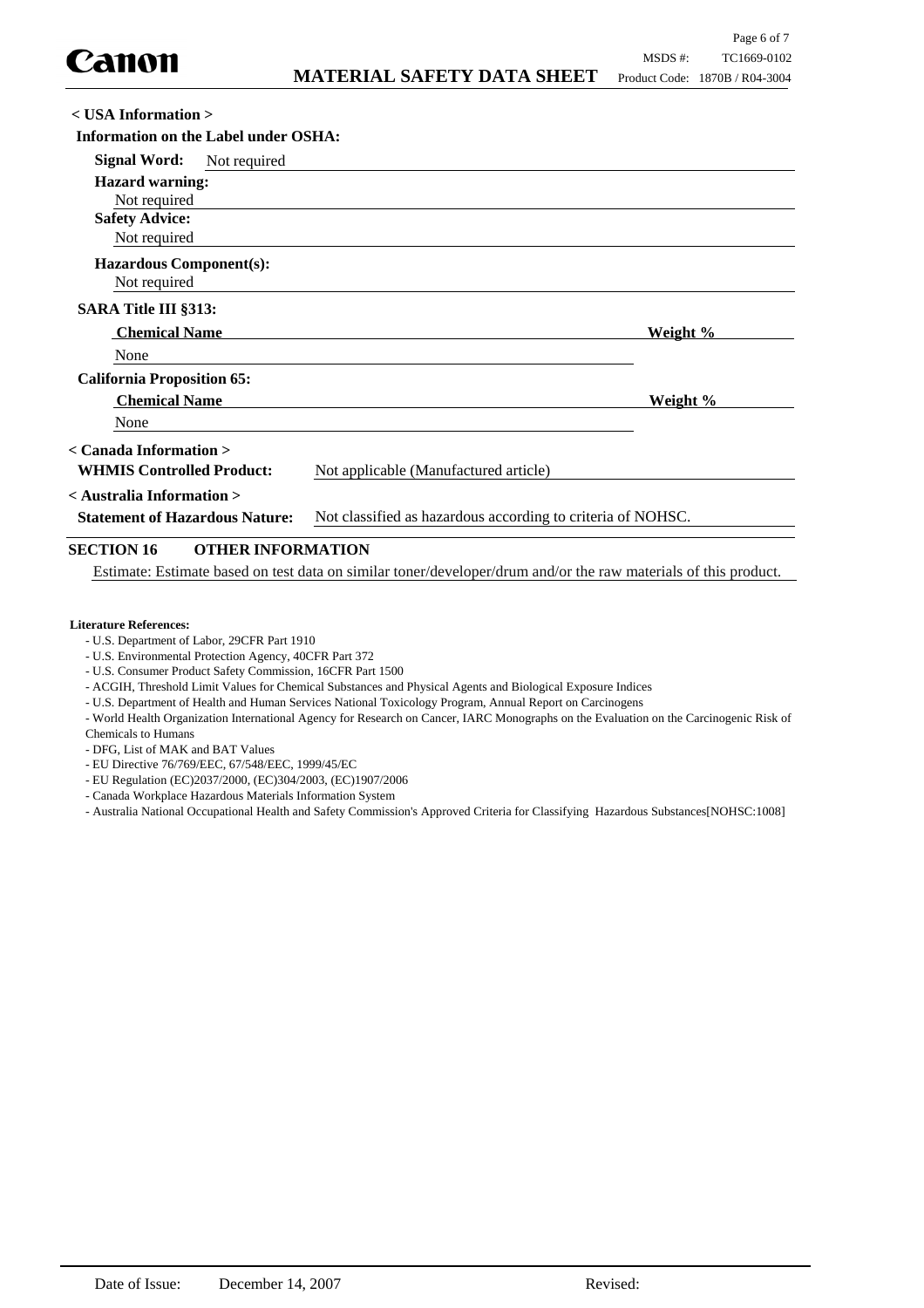**< USA Information >**

**Information on the Label under OSHA:**

**Signal Word:** Not required

**Hazard warning:**
Not required

**Safety Advice:**
Not required

**Hazardous Component(s):**
Not required

**SARA Title III §313:**

| Chemical Name | Weight % |
| --- | --- |
| None | |

**California Proposition 65:**

| Chemical Name | Weight % |
| --- | --- |
| None | |

**< Canada Information >**

**WHMIS Controlled Product:** Not applicable (Manufactured article)

**< Australia Information >**

**Statement of Hazardous Nature:** Not classified as hazardous according to criteria of NOHSC.

## SECTION 16 OTHER INFORMATION

Estimate: Estimate based on test data on similar toner/developer/drum and/or the raw materials of this product.

**Literature References:**

- U.S. Department of Labor, 29CFR Part 1910
- U.S. Environmental Protection Agency, 40CFR Part 372
- U.S. Consumer Product Safety Commission, 16CFR Part 1500
- ACGIH, Threshold Limit Values for Chemical Substances and Physical Agents and Biological Exposure Indices
- U.S. Department of Health and Human Services National Toxicology Program, Annual Report on Carcinogens
- World Health Organization International Agency for Research on Cancer, IARC Monographs on the Evaluation on the Carcinogenic Risk of Chemicals to Humans
- DFG, List of MAK and BAT Values
- EU Directive 76/769/EEC, 67/548/EEC, 1999/45/EC
- EU Regulation (EC)2037/2000, (EC)304/2003, (EC)1907/2006
- Canada Workplace Hazardous Materials Information System
- Australia National Occupational Health and Safety Commission's Approved Criteria for Classifying Hazardous Substances[NOHSC:1008]

Date of Issue: December 14, 2007 Revised: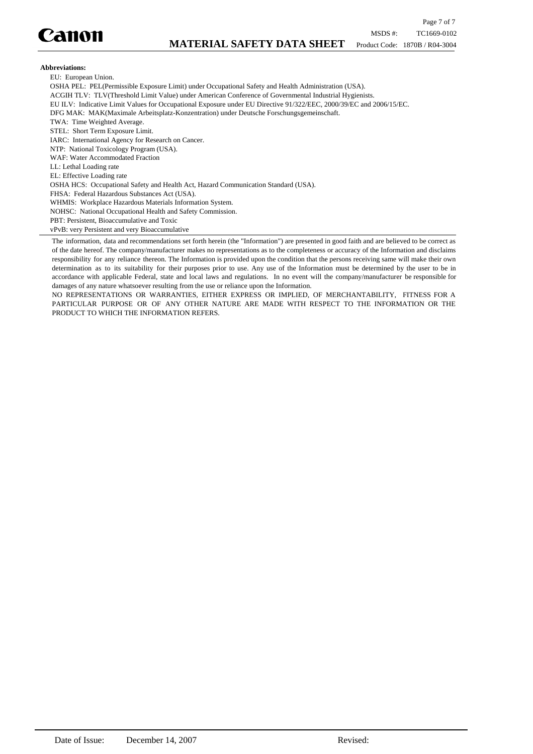**Abbreviations:**

EU: European Union.
OSHA PEL: PEL(Permissible Exposure Limit) under Occupational Safety and Health Administration (USA).
ACGIH TLV: TLV(Threshold Limit Value) under American Conference of Governmental Industrial Hygienists.
EU ILV: Indicative Limit Values for Occupational Exposure under EU Directive 91/322/EEC, 2000/39/EC and 2006/15/EC.
DFG MAK: MAK(Maximale Arbeitsplatz-Konzentration) under Deutsche Forschungsgemeinschaft.
TWA: Time Weighted Average.
STEL: Short Term Exposure Limit.
IARC: International Agency for Research on Cancer.
NTP: National Toxicology Program (USA).
WAF: Water Accommodated Fraction
LL: Lethal Loading rate
EL: Effective Loading rate
OSHA HCS: Occupational Safety and Health Act, Hazard Communication Standard (USA).
FHSA: Federal Hazardous Substances Act (USA).
WHMIS: Workplace Hazardous Materials Information System.
NOHSC: National Occupational Health and Safety Commission.
PBT: Persistent, Bioaccumulative and Toxic
vPvB: very Persistent and very Bioaccumulative

The information, data and recommendations set forth herein (the "Information") are presented in good faith and are believed to be correct as of the date hereof. The company/manufacturer makes no representations as to the completeness or accuracy of the Information and disclaims responsibility for any reliance thereon. The Information is provided upon the condition that the persons receiving same will make their own determination as to its suitability for their purposes prior to use. Any use of the Information must be determined by the user to be in accordance with applicable Federal, state and local laws and regulations. In no event will the company/manufacturer be responsible for damages of any nature whatsoever resulting from the use or reliance upon the Information.

NO REPRESENTATIONS OR WARRANTIES, EITHER EXPRESS OR IMPLIED, OF MERCHANTABILITY, FITNESS FOR A PARTICULAR PURPOSE OR OF ANY OTHER NATURE ARE MADE WITH RESPECT TO THE INFORMATION OR THE PRODUCT TO WHICH THE INFORMATION REFERS.